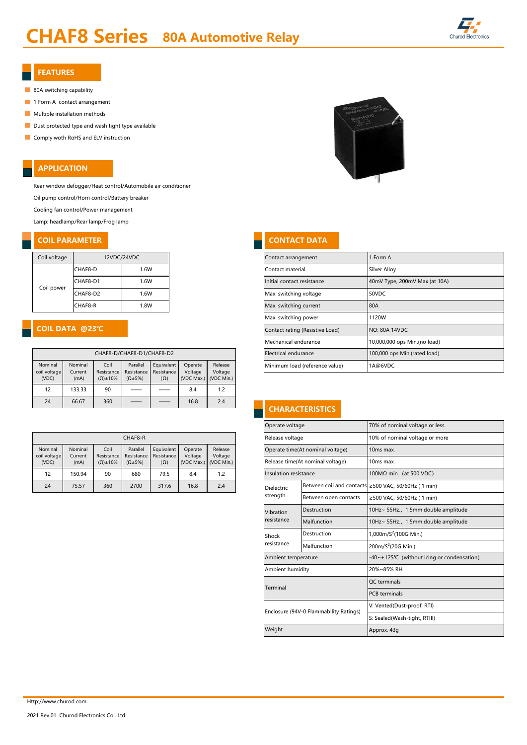# CHAF8 Series 80A Automotive Relay

## FEATURES

- 80A switching capability
- 1 Form A contact arrangement
- Multiple installation methods
- Dust protected type and wash tight type available
- Comply woth RoHS and ELV instruction

## APPLICATION

Rear window defogger/Heat control/Automobile air conditioner

Oil pump control/Horn control/Battery breaker

Cooling fan control/Power management

Lamp: headlamp/Rear lamp/Frog lamp

## COIL PARAMETER

| Coil voltage | 12VDC/24VDC | |
|---|---|---|
| Coil power | CHAF8-D | 1.6W |
| | CHAF8-D1 | 1.6W |
| | CHAF8-D2 | 1.6W |
| | CHAF8-R | 1.8W |

## COIL DATA @23℃

| CHAF8-D/CHAF8-D1/CHAF8-D2 | | | | | | |
|---|---|---|---|---|---|---|
| Nominal coil voltage (VDC) | Nominal Current (mA) | Coil Resistance (Ω)±10% | Parallel Resistance (Ω±5%) | Equivalent Resistance (Ω) | Operate Voltage (VDC Max.) | Release Voltage (VDC Min.) |
| 12 | 133.33 | 90 | —— | —— | 8.4 | 1.2 |
| 24 | 66.67 | 360 | —— | —— | 16.8 | 2.4 |

| CHAF8-R | | | | | | |
|---|---|---|---|---|---|---|
| Nominal coil voltage (VDC) | Nominal Current (mA) | Coil Resistance (Ω)±10% | Parallel Resistance (Ω±5%) | Equivalent Resistance (Ω) | Operate Voltage (VDC Max.) | Release Voltage (VDC Min.) |
| 12 | 150.94 | 90 | 680 | 79.5 | 8.4 | 1.2 |
| 24 | 75.57 | 360 | 2700 | 317.6 | 16.8 | 2.4 |

## CONTACT DATA

| Contact arrangement | 1 Form A |
|---|---|
| Contact material | Silver Alloy |
| Initial contact resistance | 40mV Type, 200mV Max (at 10A) |
| Max. switching voltage | 50VDC |
| Max. switching current | 80A |
| Max. switching power | 1120W |
| Contact rating (Resistive Load) | NO: 80A 14VDC |
| Mechanical endurance | 10,000,000 ops Min.(no load) |
| Electrical endurance | 100,000 ops Min.(rated load) |
| Minimum load (reference value) | 1A@6VDC |

## CHARACTERISTICS

| Operate voltage | | 70% of nominal voltage or less |
|---|---|---|
| Release voltage | | 10% of nominal voltage or more |
| Operate time(At nominal voltage) | | 10ms max. |
| Release time(At nominal voltage) | | 10ms max. |
| Insulation resistance | | 100MΩ min. (at 500 VDC) |
| Dielectric strength | Between coil and contacts | ≥500 VAC, 50/60Hz ( 1 min) |
| | Between open contacts | ≥500 VAC, 50/60Hz ( 1 min) |
| Vibration resistance | Destruction | 10Hz~ 55Hz., 1.5mm double amplitude |
| | Malfunction | 10Hz~ 55Hz., 1.5mm double amplitude |
| Shock resistance | Destruction | 1,000m/$S^2$(100G Min.) |
| | Malfunction | 200m/$S^2$(20G Min.) |
| Ambient temperature | | -40~+125℃ (without icing or condensation) |
| Ambient humidity | | 20%~85% RH |
| Terminal | | QC terminals |
| | | PCB terminals |
| Enclosure (94V-0 Flammability Ratings) | | V: Vented(Dust-proof, RTI) |
| | | S: Sealed(Wash-tight, RTIII) |
| Weight | | Approx. 43g |

Http://www.churod.com

2021 Rev.01 Churod Electronics Co., Ltd.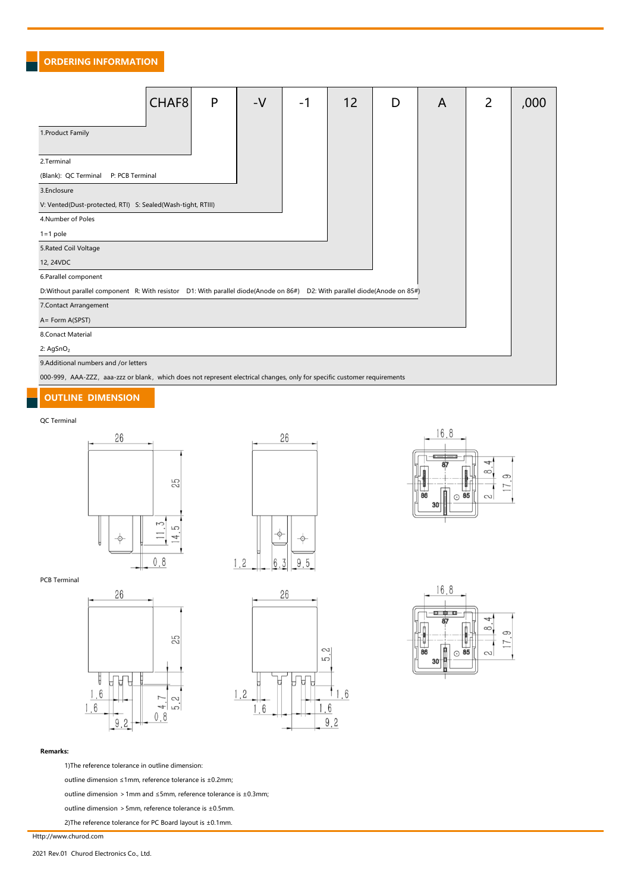## ORDERING INFORMATION

| CHAF8 | P | -V | -1 | 12 | D | A | 2 | ,000 |
|---|---|---|---|---|---|---|---|---|

1.Product Family

2.Terminal
(Blank): QC Terminal P: PCB Terminal

3.Enclosure
V: Vented(Dust-protected, RTI) S: Sealed(Wash-tight, RTIII)

4.Number of Poles
1=1 pole

5.Rated Coil Voltage
12, 24VDC

6.Parallel component
D:Without parallel component R: With resistor D1: With parallel diode(Anode on 86#) D2: With parallel diode(Anode on 85#)

7.Contact Arrangement
A= Form A(SPST)

8.Conact Material
2: $AgSnO_2$

9.Additional numbers and /or letters
000-999, AAA-ZZZ, aaa-zzz or blank, which does not represent electrical changes, only for specific customer requirements

## OUTLINE DIMENSION

QC Terminal

PCB Terminal

**Remarks:**

1)The reference tolerance in outline dimension:

outline dimension ≤1mm, reference tolerance is ±0.2mm;

outline dimension ＞1mm and ≤5mm, reference tolerance is ±0.3mm;

outline dimension ＞5mm, reference tolerance is ±0.5mm.

2)The reference tolerance for PC Board layout is ±0.1mm.

Http://www.churod.com

2021 Rev.01 Churod Electronics Co., Ltd.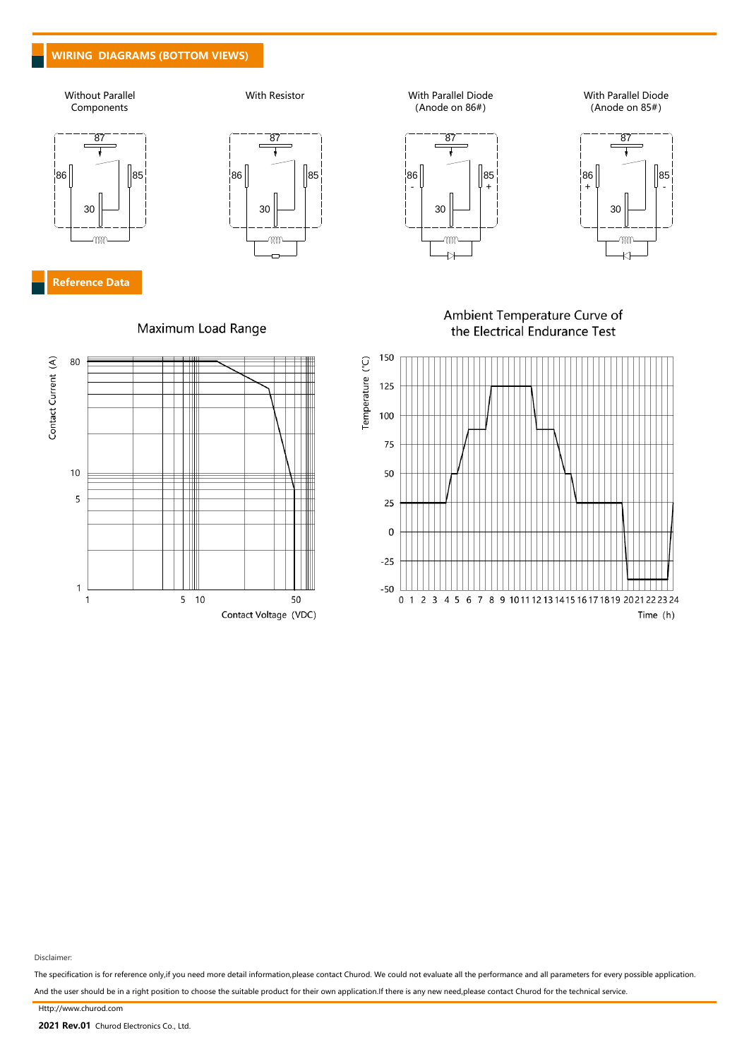## WIRING DIAGRAMS (BOTTOM VIEWS)

Without Parallel Components

87
86
85
30

With Resistor

87
86
85
30

With Parallel Diode (Anode on 86#)

87
86
-
85
+
30

With Parallel Diode (Anode on 85#)

87
86
+
85
-
30

## Reference Data

Maximum Load Range

Contact Current (A)
80
10
5
1
1
5
10
50
Contact Voltage (VDC)

Ambient Temperature Curve of the Electrical Endurance Test

Temperature (℃)
150
125
100
75
50
25
0
-25
-50
0 1 2 3 4 5 6 7 8 9 10 11 12 13 14 15 16 17 18 19 20 21 22 23 24
Time (h)

Disclaimer:

The specification is for reference only,if you need more detail information,please contact Churod. We could not evaluate all the performance and all parameters for every possible application. And the user should be in a right position to choose the suitable product for their own application.If there is any new need,please contact Churod for the technical service.

Http://www.churod.com

**2021 Rev.01** Churod Electronics Co., Ltd.